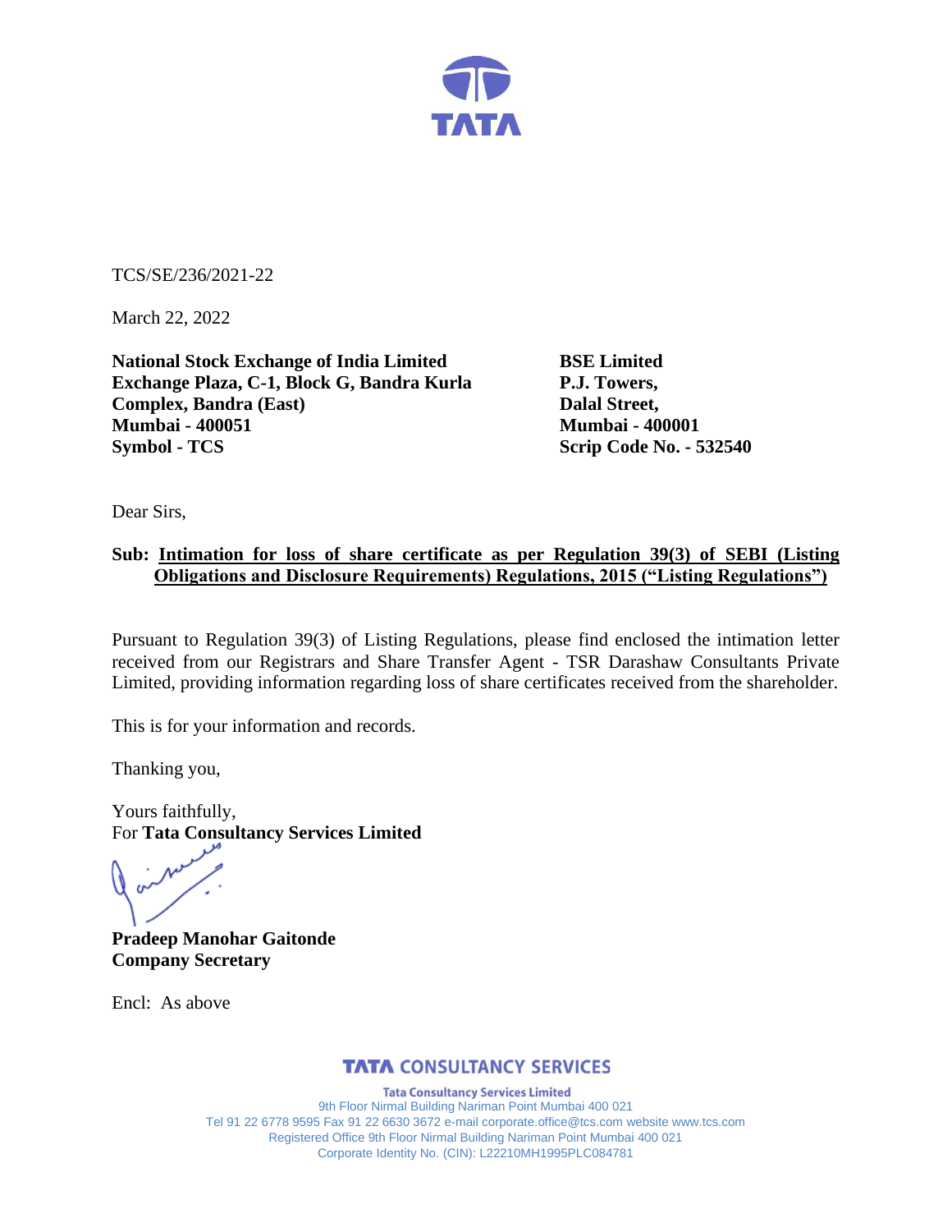TCS/SE/236/2021-22

March 22, 2022

**National Stock Exchange of India Limited**
**Exchange Plaza, C-1, Block G, Bandra Kurla Complex, Bandra (East)**
**Mumbai - 400051**
**Symbol - TCS**

**BSE Limited**
**P.J. Towers,**
**Dalal Street,**
**Mumbai - 400001**
**Scrip Code No. - 532540**

Dear Sirs,

**Sub: <u>Intimation for loss of share certificate as per Regulation 39(3) of SEBI (Listing Obligations and Disclosure Requirements) Regulations, 2015 ("Listing Regulations")</u>**

Pursuant to Regulation 39(3) of Listing Regulations, please find enclosed the intimation letter received from our Registrars and Share Transfer Agent - TSR Darashaw Consultants Private Limited, providing information regarding loss of share certificates received from the shareholder.

This is for your information and records.

Thanking you,

Yours faithfully,
For **Tata Consultancy Services Limited**

**Pradeep Manohar Gaitonde**
**Company Secretary**

Encl: As above

**TATA CONSULTANCY SERVICES**

**Tata Consultancy Services Limited**
9th Floor Nirmal Building Nariman Point Mumbai 400 021
Tel 91 22 6778 9595 Fax 91 22 6630 3672 e-mail corporate.office@tcs.com website www.tcs.com
Registered Office 9th Floor Nirmal Building Nariman Point Mumbai 400 021
Corporate Identity No. (CIN): L22210MH1995PLC084781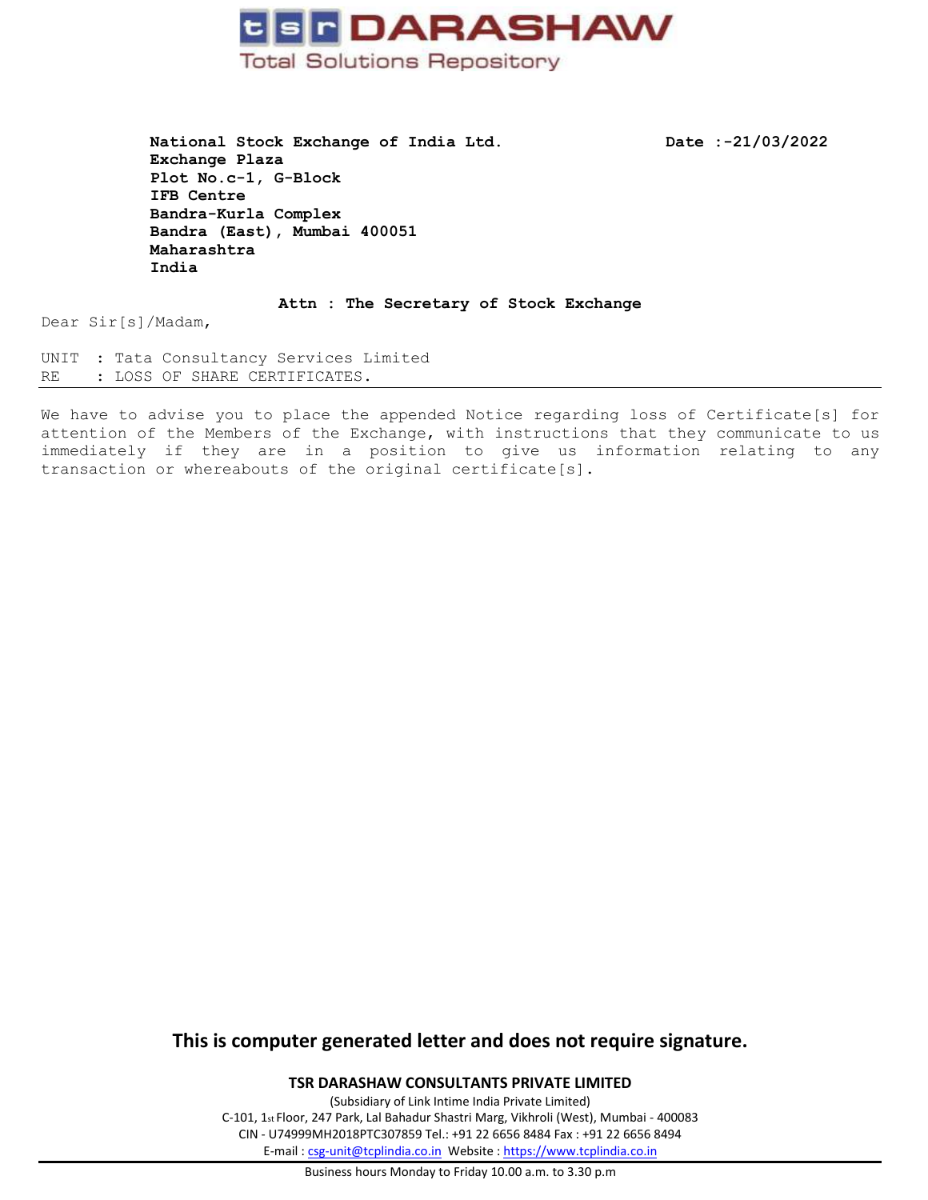**tsr DARASHAW**

Total Solutions Repository

**National Stock Exchange of India Ltd.**
**Exchange Plaza**
**Plot No.c-1, G-Block**
**IFB Centre**
**Bandra-Kurla Complex**
**Bandra (East), Mumbai 400051**
**Maharashtra**
**India**

**Date :-21/03/2022**

**Attn : The Secretary of Stock Exchange**

Dear Sir[s]/Madam,

UNIT : Tata Consultancy Services Limited
RE : LOSS OF SHARE CERTIFICATES.

---

We have to advise you to place the appended Notice regarding loss of Certificate[s] for attention of the Members of the Exchange, with instructions that they communicate to us immediately if they are in a position to give us information relating to any transaction or whereabouts of the original certificate[s].

**This is computer generated letter and does not require signature.**

**TSR DARASHAW CONSULTANTS PRIVATE LIMITED**

(Subsidiary of Link Intime India Private Limited)
C-101, 1st Floor, 247 Park, Lal Bahadur Shastri Marg, Vikhroli (West), Mumbai - 400083
CIN - U74999MH2018PTC307859 Tel.: +91 22 6656 8484 Fax : +91 22 6656 8494
E-mail : csg-unit@tcplindia.co.in Website : https://www.tcplindia.co.in

Business hours Monday to Friday 10.00 a.m. to 3.30 p.m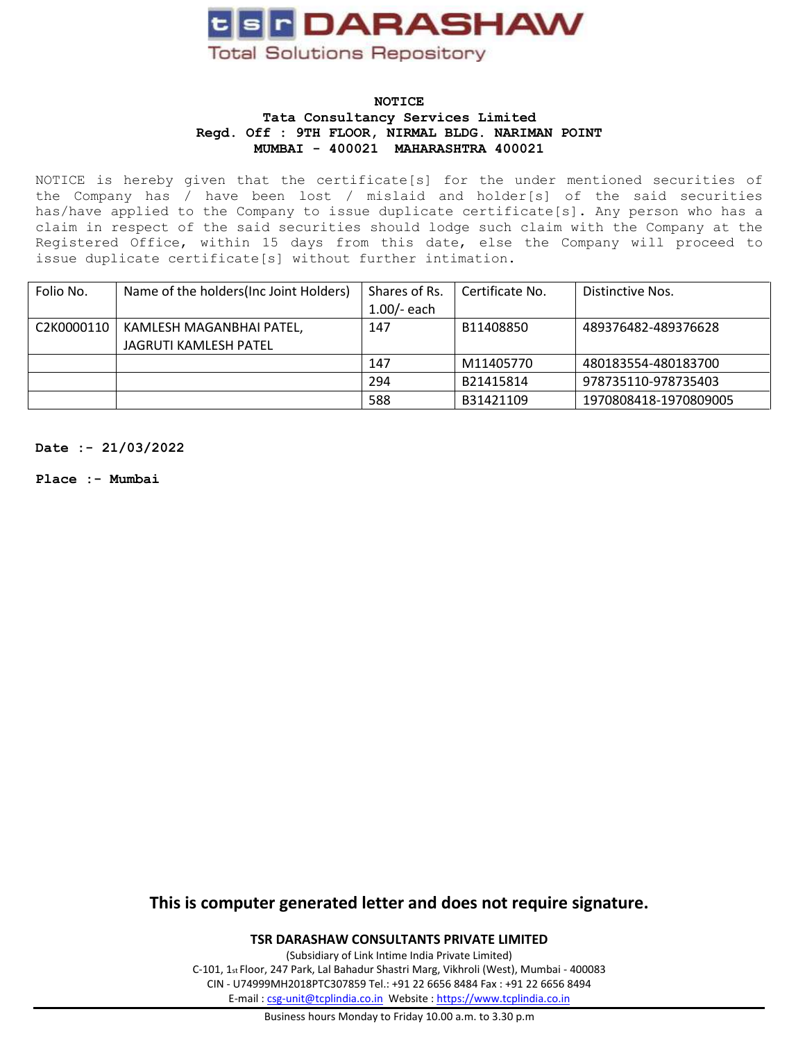**tsr DARASHAW**

Total Solutions Repository

**NOTICE**
**Tata Consultancy Services Limited**
**Regd. Off : 9TH FLOOR, NIRMAL BLDG. NARIMAN POINT**
**MUMBAI - 400021 MAHARASHTRA 400021**

NOTICE is hereby given that the certificate[s] for the under mentioned securities of the Company has / have been lost / mislaid and holder[s] of the said securities has/have applied to the Company to issue duplicate certificate[s]. Any person who has a claim in respect of the said securities should lodge such claim with the Company at the Registered Office, within 15 days from this date, else the Company will proceed to issue duplicate certificate[s] without further intimation.

| Folio No. | Name of the holders(Inc Joint Holders) | Shares of Rs. 1.00/- each | Certificate No. | Distinctive Nos. |
|---|---|---|---|---|
| C2K0000110 | KAMLESH MAGANBHAI PATEL, JAGRUTI KAMLESH PATEL | 147 | B11408850 | 489376482-489376628 |
| | | 147 | M11405770 | 480183554-480183700 |
| | | 294 | B21415814 | 978735110-978735403 |
| | | 588 | B31421109 | 1970808418-1970809005 |

**Date :- 21/03/2022**

**Place :- Mumbai**

**This is computer generated letter and does not require signature.**

**TSR DARASHAW CONSULTANTS PRIVATE LIMITED**

(Subsidiary of Link Intime India Private Limited)
C-101, 1st Floor, 247 Park, Lal Bahadur Shastri Marg, Vikhroli (West), Mumbai - 400083
CIN - U74999MH2018PTC307859 Tel.: +91 22 6656 8484 Fax : +91 22 6656 8494
E-mail : csg-unit@tcplindia.co.in Website : https://www.tcplindia.co.in

Business hours Monday to Friday 10.00 a.m. to 3.30 p.m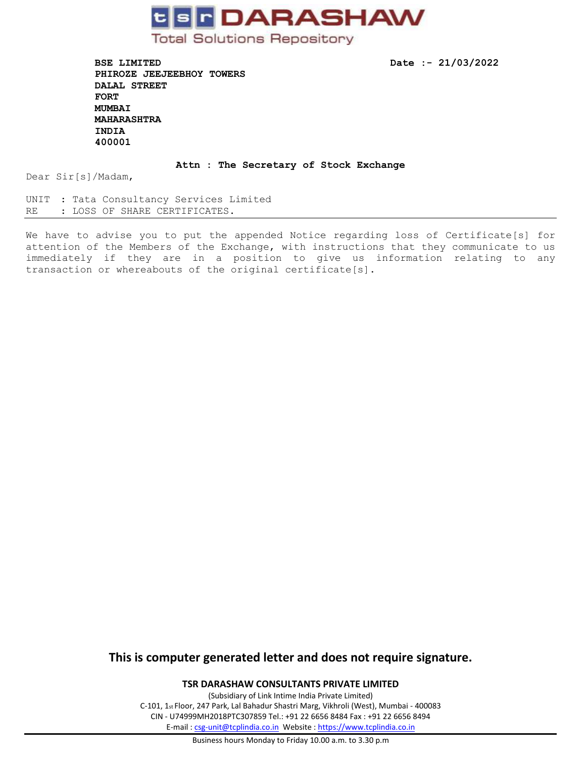**tsr DARASHAW**

Total Solutions Repository

**BSE LIMITED**
**PHIROZE JEEJEEBHOY TOWERS**
**DALAL STREET**
**FORT**
**MUMBAI**
**MAHARASHTRA**
**INDIA**
**400001**

**Date :- 21/03/2022**

**Attn : The Secretary of Stock Exchange**

Dear Sir[s]/Madam,

UNIT : Tata Consultancy Services Limited
RE : LOSS OF SHARE CERTIFICATES.

---

We have to advise you to put the appended Notice regarding loss of Certificate[s] for attention of the Members of the Exchange, with instructions that they communicate to us immediately if they are in a position to give us information relating to any transaction or whereabouts of the original certificate[s].

**This is computer generated letter and does not require signature.**

**TSR DARASHAW CONSULTANTS PRIVATE LIMITED**

(Subsidiary of Link Intime India Private Limited)
C-101, 1st Floor, 247 Park, Lal Bahadur Shastri Marg, Vikhroli (West), Mumbai - 400083
CIN - U74999MH2018PTC307859 Tel.: +91 22 6656 8484 Fax : +91 22 6656 8494
E-mail : csg-unit@tcplindia.co.in Website : https://www.tcplindia.co.in

Business hours Monday to Friday 10.00 a.m. to 3.30 p.m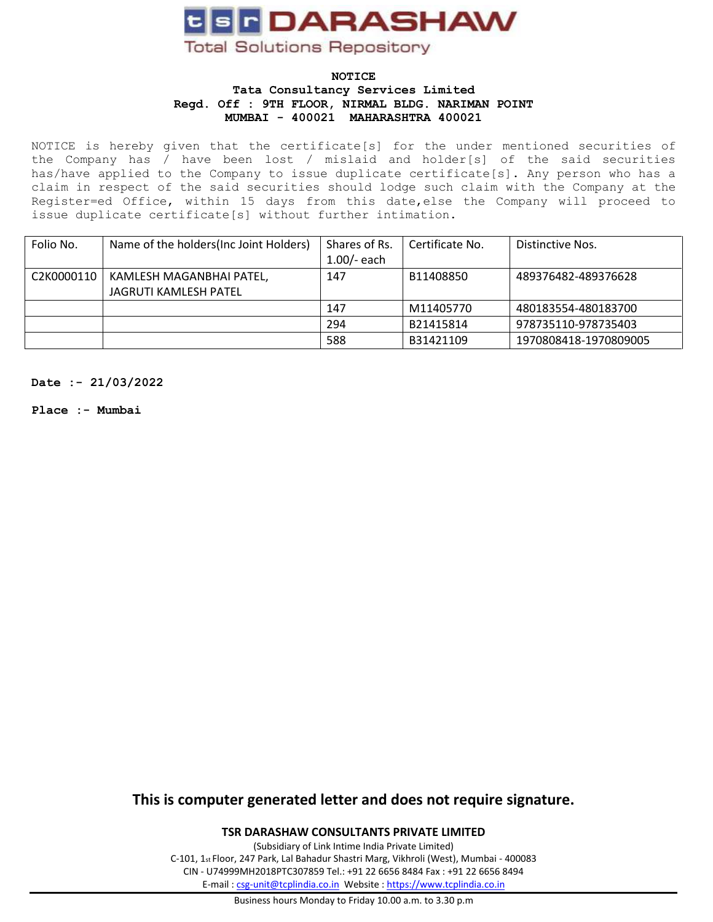# tsr DARASHAW

Total Solutions Repository

**NOTICE**
**Tata Consultancy Services Limited**
**Regd. Off : 9TH FLOOR, NIRMAL BLDG. NARIMAN POINT**
**MUMBAI - 400021 MAHARASHTRA 400021**

NOTICE is hereby given that the certificate[s] for the under mentioned securities of the Company has / have been lost / mislaid and holder[s] of the said securities has/have applied to the Company to issue duplicate certificate[s]. Any person who has a claim in respect of the said securities should lodge such claim with the Company at the Register=ed Office, within 15 days from this date,else the Company will proceed to issue duplicate certificate[s] without further intimation.

| Folio No. | Name of the holders(Inc Joint Holders) | Shares of Rs. 1.00/- each | Certificate No. | Distinctive Nos. |
|---|---|---|---|---|
| C2K0000110 | KAMLESH MAGANBHAI PATEL, JAGRUTI KAMLESH PATEL | 147 | B11408850 | 489376482-489376628 |
| | | 147 | M11405770 | 480183554-480183700 |
| | | 294 | B21415814 | 978735110-978735403 |
| | | 588 | B31421109 | 1970808418-1970809005 |

**Date :- 21/03/2022**

**Place :- Mumbai**

**This is computer generated letter and does not require signature.**

**TSR DARASHAW CONSULTANTS PRIVATE LIMITED**
(Subsidiary of Link Intime India Private Limited)
C-101, 1st Floor, 247 Park, Lal Bahadur Shastri Marg, Vikhroli (West), Mumbai - 400083
CIN - U74999MH2018PTC307859 Tel.: +91 22 6656 8484 Fax : +91 22 6656 8494
E-mail : csg-unit@tcplindia.co.in Website : https://www.tcplindia.co.in

Business hours Monday to Friday 10.00 a.m. to 3.30 p.m